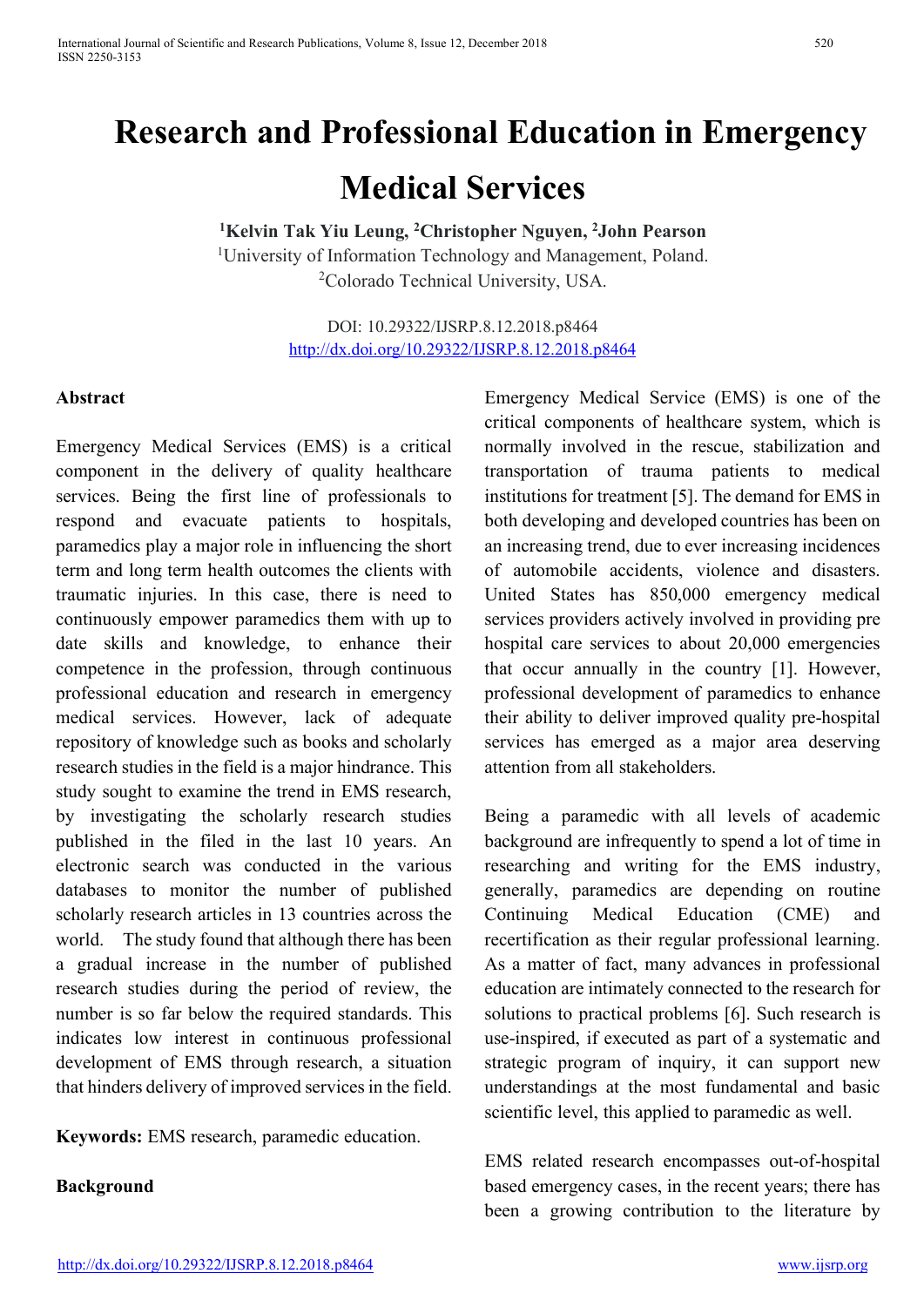# Research and Professional Education in Emergency Medical Services

**[1]Kelvin Tak Yiu Leung, [2]Christopher Nguyen, [2]John Pearson**

[1]University of Information Technology and Management, Poland.

[2]Colorado Technical University, USA.

DOI: 10.29322/IJSRP.8.12.2018.p8464
http://dx.doi.org/10.29322/IJSRP.8.12.2018.p8464

## Abstract

Emergency Medical Services (EMS) is a critical component in the delivery of quality healthcare services. Being the first line of professionals to respond and evacuate patients to hospitals, paramedics play a major role in influencing the short term and long term health outcomes the clients with traumatic injuries. In this case, there is need to continuously empower paramedics them with up to date skills and knowledge, to enhance their competence in the profession, through continuous professional education and research in emergency medical services. However, lack of adequate repository of knowledge such as books and scholarly research studies in the field is a major hindrance. This study sought to examine the trend in EMS research, by investigating the scholarly research studies published in the filed in the last 10 years. An electronic search was conducted in the various databases to monitor the number of published scholarly research articles in 13 countries across the world. The study found that although there has been a gradual increase in the number of published research studies during the period of review, the number is so far below the required standards. This indicates low interest in continuous professional development of EMS through research, a situation that hinders delivery of improved services in the field.

**Keywords:** EMS research, paramedic education.

## Background

Emergency Medical Service (EMS) is one of the critical components of healthcare system, which is normally involved in the rescue, stabilization and transportation of trauma patients to medical institutions for treatment [5]. The demand for EMS in both developing and developed countries has been on an increasing trend, due to ever increasing incidences of automobile accidents, violence and disasters. United States has 850,000 emergency medical services providers actively involved in providing pre hospital care services to about 20,000 emergencies that occur annually in the country [1]. However, professional development of paramedics to enhance their ability to deliver improved quality pre-hospital services has emerged as a major area deserving attention from all stakeholders.

Being a paramedic with all levels of academic background are infrequently to spend a lot of time in researching and writing for the EMS industry, generally, paramedics are depending on routine Continuing Medical Education (CME) and recertification as their regular professional learning. As a matter of fact, many advances in professional education are intimately connected to the research for solutions to practical problems [6]. Such research is use-inspired, if executed as part of a systematic and strategic program of inquiry, it can support new understandings at the most fundamental and basic scientific level, this applied to paramedic as well.

EMS related research encompasses out-of-hospital based emergency cases, in the recent years; there has been a growing contribution to the literature by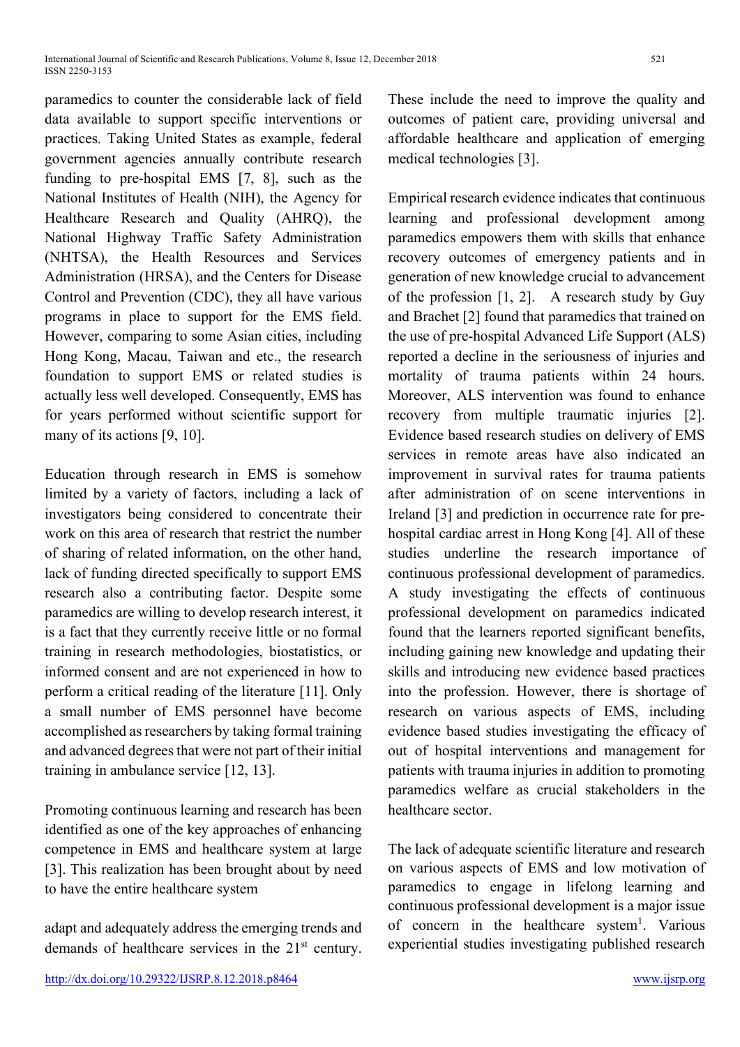paramedics to counter the considerable lack of field data available to support specific interventions or practices. Taking United States as example, federal government agencies annually contribute research funding to pre-hospital EMS [7, 8], such as the National Institutes of Health (NIH), the Agency for Healthcare Research and Quality (AHRQ), the National Highway Traffic Safety Administration (NHTSA), the Health Resources and Services Administration (HRSA), and the Centers for Disease Control and Prevention (CDC), they all have various programs in place to support for the EMS field. However, comparing to some Asian cities, including Hong Kong, Macau, Taiwan and etc., the research foundation to support EMS or related studies is actually less well developed. Consequently, EMS has for years performed without scientific support for many of its actions [9, 10].

Education through research in EMS is somehow limited by a variety of factors, including a lack of investigators being considered to concentrate their work on this area of research that restrict the number of sharing of related information, on the other hand, lack of funding directed specifically to support EMS research also a contributing factor. Despite some paramedics are willing to develop research interest, it is a fact that they currently receive little or no formal training in research methodologies, biostatistics, or informed consent and are not experienced in how to perform a critical reading of the literature [11]. Only a small number of EMS personnel have become accomplished as researchers by taking formal training and advanced degrees that were not part of their initial training in ambulance service [12, 13].

Promoting continuous learning and research has been identified as one of the key approaches of enhancing competence in EMS and healthcare system at large [3]. This realization has been brought about by need to have the entire healthcare system adapt and adequately address the emerging trends and demands of healthcare services in the 21st century. These include the need to improve the quality and outcomes of patient care, providing universal and affordable healthcare and application of emerging medical technologies [3].

Empirical research evidence indicates that continuous learning and professional development among paramedics empowers them with skills that enhance recovery outcomes of emergency patients and in generation of new knowledge crucial to advancement of the profession [1, 2]. A research study by Guy and Brachet [2] found that paramedics that trained on the use of pre-hospital Advanced Life Support (ALS) reported a decline in the seriousness of injuries and mortality of trauma patients within 24 hours. Moreover, ALS intervention was found to enhance recovery from multiple traumatic injuries [2]. Evidence based research studies on delivery of EMS services in remote areas have also indicated an improvement in survival rates for trauma patients after administration of on scene interventions in Ireland [3] and prediction in occurrence rate for pre-hospital cardiac arrest in Hong Kong [4]. All of these studies underline the research importance of continuous professional development of paramedics. A study investigating the effects of continuous professional development on paramedics indicated found that the learners reported significant benefits, including gaining new knowledge and updating their skills and introducing new evidence based practices into the profession. However, there is shortage of research on various aspects of EMS, including evidence based studies investigating the efficacy of out of hospital interventions and management for patients with trauma injuries in addition to promoting paramedics welfare as crucial stakeholders in the healthcare sector.

The lack of adequate scientific literature and research on various aspects of EMS and low motivation of paramedics to engage in lifelong learning and continuous professional development is a major issue of concern in the healthcare system[1]. Various experiential studies investigating published research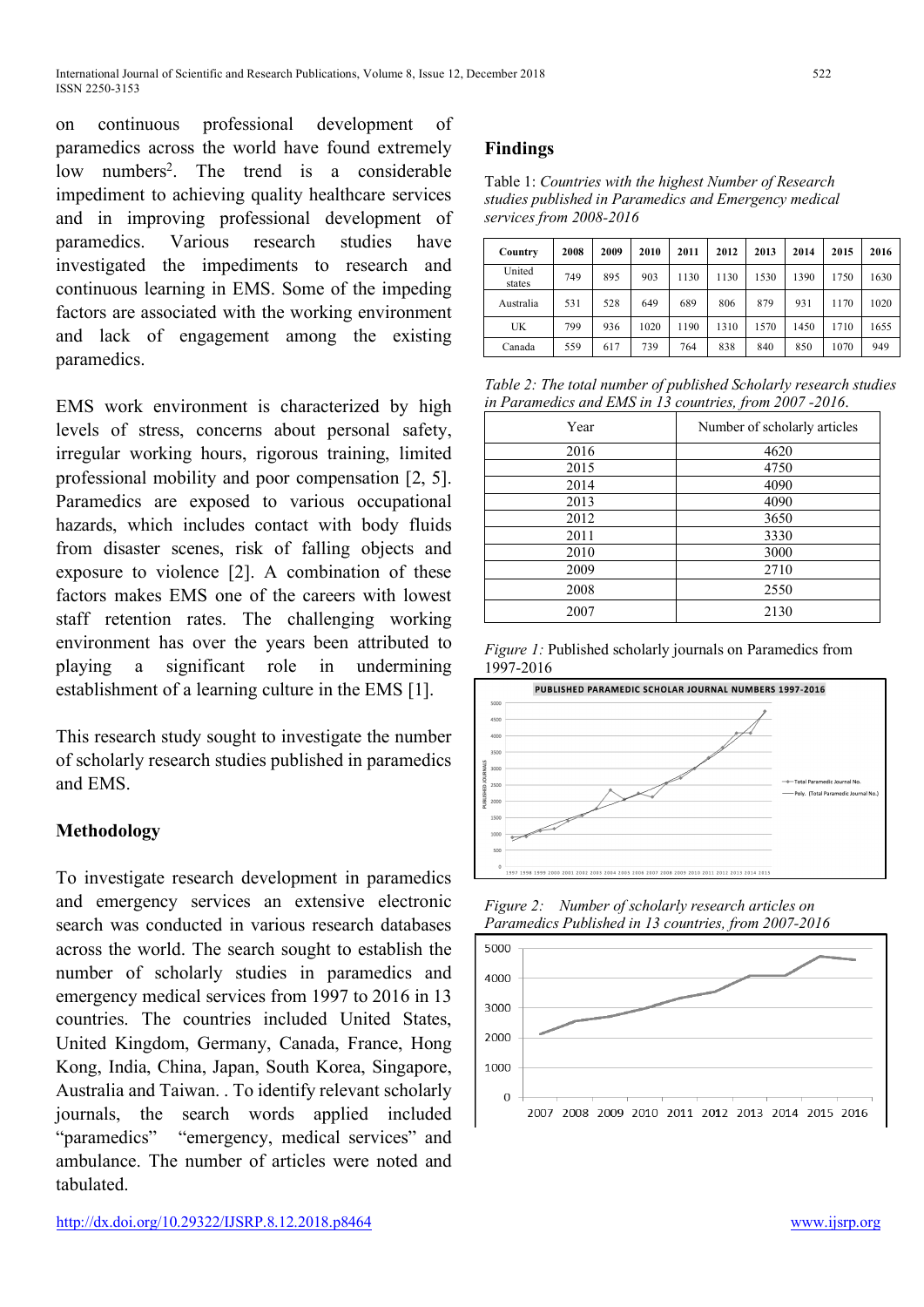on continuous professional development of paramedics across the world have found extremely low numbers[2]. The trend is a considerable impediment to achieving quality healthcare services and in improving professional development of paramedics. Various research studies have investigated the impediments to research and continuous learning in EMS. Some of the impeding factors are associated with the working environment and lack of engagement among the existing paramedics.

EMS work environment is characterized by high levels of stress, concerns about personal safety, irregular working hours, rigorous training, limited professional mobility and poor compensation [2, 5]. Paramedics are exposed to various occupational hazards, which includes contact with body fluids from disaster scenes, risk of falling objects and exposure to violence [2]. A combination of these factors makes EMS one of the careers with lowest staff retention rates. The challenging working environment has over the years been attributed to playing a significant role in undermining establishment of a learning culture in the EMS [1].

This research study sought to investigate the number of scholarly research studies published in paramedics and EMS.

## Methodology

To investigate research development in paramedics and emergency services an extensive electronic search was conducted in various research databases across the world. The search sought to establish the number of scholarly studies in paramedics and emergency medical services from 1997 to 2016 in 13 countries. The countries included United States, United Kingdom, Germany, Canada, France, Hong Kong, India, China, Japan, South Korea, Singapore, Australia and Taiwan. . To identify relevant scholarly journals, the search words applied included "paramedics" "emergency, medical services" and ambulance. The number of articles were noted and tabulated.

## Findings

Table 1: *Countries with the highest Number of Research studies published in Paramedics and Emergency medical services from 2008-2016*

| Country | 2008 | 2009 | 2010 | 2011 | 2012 | 2013 | 2014 | 2015 | 2016 |
|---|---|---|---|---|---|---|---|---|---|
| United states | 749 | 895 | 903 | 1130 | 1130 | 1530 | 1390 | 1750 | 1630 |
| Australia | 531 | 528 | 649 | 689 | 806 | 879 | 931 | 1170 | 1020 |
| UK | 799 | 936 | 1020 | 1190 | 1310 | 1570 | 1450 | 1710 | 1655 |
| Canada | 559 | 617 | 739 | 764 | 838 | 840 | 850 | 1070 | 949 |

*Table 2: The total number of published Scholarly research studies in Paramedics and EMS in 13 countries, from 2007 -2016.*

| Year | Number of scholarly articles |
|---|---|
| 2016 | 4620 |
| 2015 | 4750 |
| 2014 | 4090 |
| 2013 | 4090 |
| 2012 | 3650 |
| 2011 | 3330 |
| 2010 | 3000 |
| 2009 | 2710 |
| 2008 | 2550 |
| 2007 | 2130 |

*Figure 1:* Published scholarly journals on Paramedics from 1997-2016

*Figure 2: Number of scholarly research articles on Paramedics Published in 13 countries, from 2007-2016*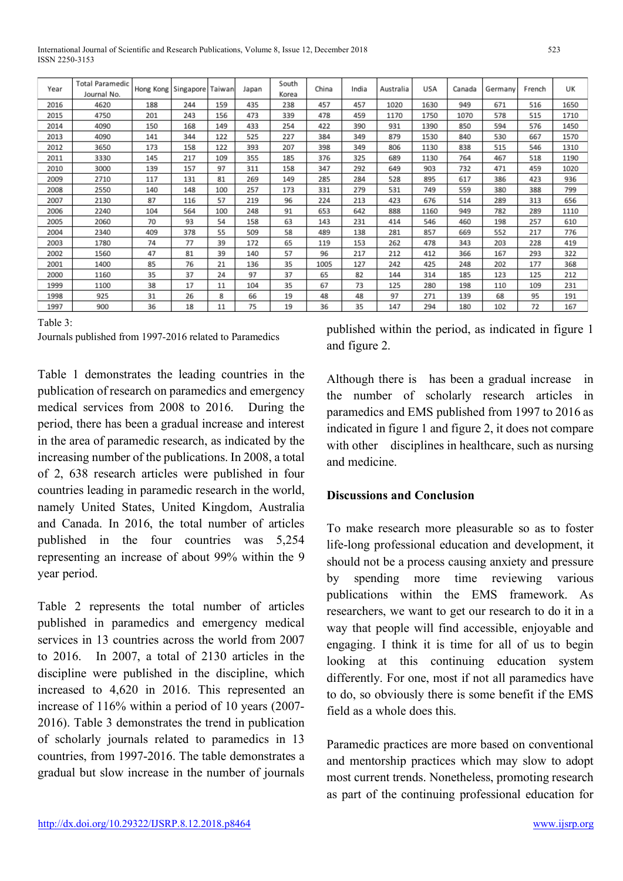| Year | Total Paramedic Journal No. | Hong Kong | Singapore | Taiwan | Japan | South Korea | China | India | Australia | USA | Canada | Germany | French | UK |
|---|---|---|---|---|---|---|---|---|---|---|---|---|---|---|
| 2016 | 4620 | 188 | 244 | 159 | 435 | 238 | 457 | 457 | 1020 | 1630 | 949 | 671 | 516 | 1650 |
| 2015 | 4750 | 201 | 243 | 156 | 473 | 339 | 478 | 459 | 1170 | 1750 | 1070 | 578 | 515 | 1710 |
| 2014 | 4090 | 150 | 168 | 149 | 433 | 254 | 422 | 390 | 931 | 1390 | 850 | 594 | 576 | 1450 |
| 2013 | 4090 | 141 | 344 | 122 | 525 | 227 | 384 | 349 | 879 | 1530 | 840 | 530 | 667 | 1570 |
| 2012 | 3650 | 173 | 158 | 122 | 393 | 207 | 398 | 349 | 806 | 1130 | 838 | 515 | 546 | 1310 |
| 2011 | 3330 | 145 | 217 | 109 | 355 | 185 | 376 | 325 | 689 | 1130 | 764 | 467 | 518 | 1190 |
| 2010 | 3000 | 139 | 157 | 97 | 311 | 158 | 347 | 292 | 649 | 903 | 732 | 471 | 459 | 1020 |
| 2009 | 2710 | 117 | 131 | 81 | 269 | 149 | 285 | 284 | 528 | 895 | 617 | 386 | 423 | 936 |
| 2008 | 2550 | 140 | 148 | 100 | 257 | 173 | 331 | 279 | 531 | 749 | 559 | 380 | 388 | 799 |
| 2007 | 2130 | 87 | 116 | 57 | 219 | 96 | 224 | 213 | 423 | 676 | 514 | 289 | 313 | 656 |
| 2006 | 2240 | 104 | 564 | 100 | 248 | 91 | 653 | 642 | 888 | 1160 | 949 | 782 | 289 | 1110 |
| 2005 | 2060 | 70 | 93 | 54 | 158 | 63 | 143 | 231 | 414 | 546 | 460 | 198 | 257 | 610 |
| 2004 | 2340 | 409 | 378 | 55 | 509 | 58 | 489 | 138 | 281 | 857 | 669 | 552 | 217 | 776 |
| 2003 | 1780 | 74 | 77 | 39 | 172 | 65 | 119 | 153 | 262 | 478 | 343 | 203 | 228 | 419 |
| 2002 | 1560 | 47 | 81 | 39 | 140 | 57 | 96 | 217 | 212 | 412 | 366 | 167 | 293 | 322 |
| 2001 | 1400 | 85 | 76 | 21 | 136 | 35 | 1005 | 127 | 242 | 425 | 248 | 202 | 177 | 368 |
| 2000 | 1160 | 35 | 37 | 24 | 97 | 37 | 65 | 82 | 144 | 314 | 185 | 123 | 125 | 212 |
| 1999 | 1100 | 38 | 17 | 11 | 104 | 35 | 67 | 73 | 125 | 280 | 198 | 110 | 109 | 231 |
| 1998 | 925 | 31 | 26 | 8 | 66 | 19 | 48 | 48 | 97 | 271 | 139 | 68 | 95 | 191 |
| 1997 | 900 | 36 | 18 | 11 | 75 | 19 | 36 | 35 | 147 | 294 | 180 | 102 | 72 | 167 |

Table 3:
Journals published from 1997-2016 related to Paramedics

Table 1 demonstrates the leading countries in the publication of research on paramedics and emergency medical services from 2008 to 2016. During the period, there has been a gradual increase and interest in the area of paramedic research, as indicated by the increasing number of the publications. In 2008, a total of 2, 638 research articles were published in four countries leading in paramedic research in the world, namely United States, United Kingdom, Australia and Canada. In 2016, the total number of articles published in the four countries was 5,254 representing an increase of about 99% within the 9 year period.

Table 2 represents the total number of articles published in paramedics and emergency medical services in 13 countries across the world from 2007 to 2016. In 2007, a total of 2130 articles in the discipline were published in the discipline, which increased to 4,620 in 2016. This represented an increase of 116% within a period of 10 years (2007-2016). Table 3 demonstrates the trend in publication of scholarly journals related to paramedics in 13 countries, from 1997-2016. The table demonstrates a gradual but slow increase in the number of journals published within the period, as indicated in figure 1 and figure 2.

Although there is has been a gradual increase in the number of scholarly research articles in paramedics and EMS published from 1997 to 2016 as indicated in figure 1 and figure 2, it does not compare with other disciplines in healthcare, such as nursing and medicine.

## Discussions and Conclusion

To make research more pleasurable so as to foster life-long professional education and development, it should not be a process causing anxiety and pressure by spending more time reviewing various publications within the EMS framework. As researchers, we want to get our research to do it in a way that people will find accessible, enjoyable and engaging. I think it is time for all of us to begin looking at this continuing education system differently. For one, most if not all paramedics have to do, so obviously there is some benefit if the EMS field as a whole does this.

Paramedic practices are more based on conventional and mentorship practices which may slow to adopt most current trends. Nonetheless, promoting research as part of the continuing professional education for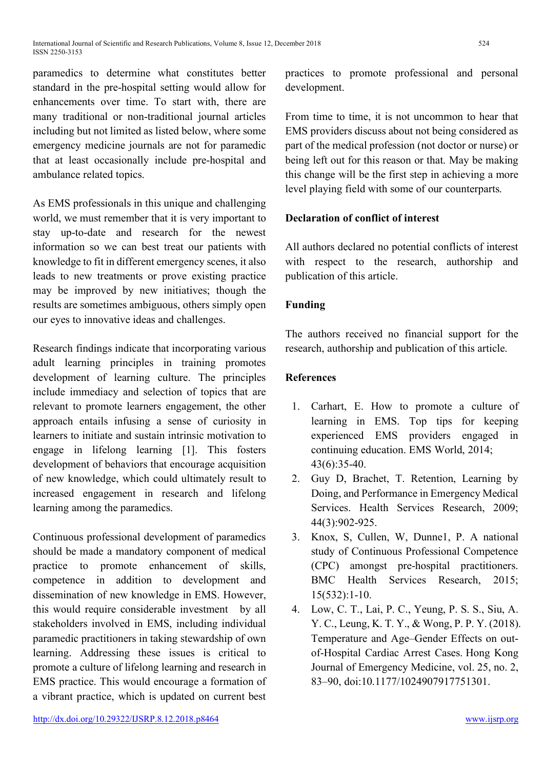paramedics to determine what constitutes better standard in the pre-hospital setting would allow for enhancements over time. To start with, there are many traditional or non-traditional journal articles including but not limited as listed below, where some emergency medicine journals are not for paramedic that at least occasionally include pre-hospital and ambulance related topics.

As EMS professionals in this unique and challenging world, we must remember that it is very important to stay up-to-date and research for the newest information so we can best treat our patients with knowledge to fit in different emergency scenes, it also leads to new treatments or prove existing practice may be improved by new initiatives; though the results are sometimes ambiguous, others simply open our eyes to innovative ideas and challenges.

Research findings indicate that incorporating various adult learning principles in training promotes development of learning culture. The principles include immediacy and selection of topics that are relevant to promote learners engagement, the other approach entails infusing a sense of curiosity in learners to initiate and sustain intrinsic motivation to engage in lifelong learning [1]. This fosters development of behaviors that encourage acquisition of new knowledge, which could ultimately result to increased engagement in research and lifelong learning among the paramedics.

Continuous professional development of paramedics should be made a mandatory component of medical practice to promote enhancement of skills, competence in addition to development and dissemination of new knowledge in EMS. However, this would require considerable investment by all stakeholders involved in EMS, including individual paramedic practitioners in taking stewardship of own learning. Addressing these issues is critical to promote a culture of lifelong learning and research in EMS practice. This would encourage a formation of a vibrant practice, which is updated on current best practices to promote professional and personal development.

From time to time, it is not uncommon to hear that EMS providers discuss about not being considered as part of the medical profession (not doctor or nurse) or being left out for this reason or that. May be making this change will be the first step in achieving a more level playing field with some of our counterparts.

**Declaration of conflict of interest**

All authors declared no potential conflicts of interest with respect to the research, authorship and publication of this article.

**Funding**

The authors received no financial support for the research, authorship and publication of this article.

**References**

1. Carhart, E. How to promote a culture of learning in EMS. Top tips for keeping experienced EMS providers engaged in continuing education. EMS World, 2014; 43(6):35-40.
2. Guy D, Brachet, T. Retention, Learning by Doing, and Performance in Emergency Medical Services. Health Services Research, 2009; 44(3):902-925.
3. Knox, S, Cullen, W, Dunne1, P. A national study of Continuous Professional Competence (CPC) amongst pre-hospital practitioners. BMC Health Services Research, 2015; 15(532):1-10.
4. Low, C. T., Lai, P. C., Yeung, P. S. S., Siu, A. Y. C., Leung, K. T. Y., & Wong, P. P. Y. (2018). Temperature and Age–Gender Effects on out-of-Hospital Cardiac Arrest Cases. Hong Kong Journal of Emergency Medicine, vol. 25, no. 2, 83–90, doi:10.1177/1024907917751301.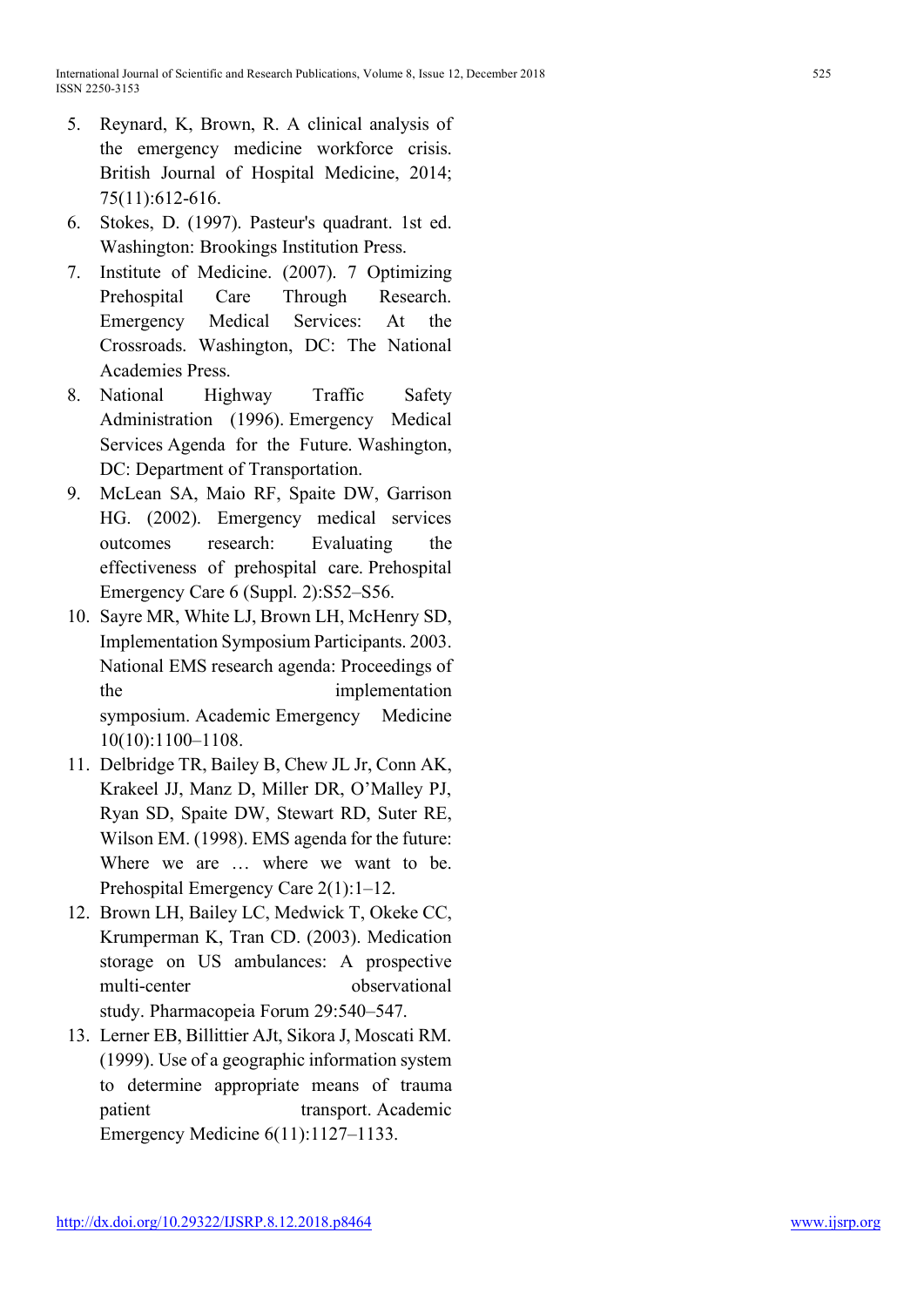5. Reynard, K, Brown, R. A clinical analysis of the emergency medicine workforce crisis. British Journal of Hospital Medicine, 2014; 75(11):612-616.
6. Stokes, D. (1997). Pasteur's quadrant. 1st ed. Washington: Brookings Institution Press.
7. Institute of Medicine. (2007). 7 Optimizing Prehospital Care Through Research. Emergency Medical Services: At the Crossroads. Washington, DC: The National Academies Press.
8. National Highway Traffic Safety Administration (1996). Emergency Medical Services Agenda for the Future. Washington, DC: Department of Transportation.
9. McLean SA, Maio RF, Spaite DW, Garrison HG. (2002). Emergency medical services outcomes research: Evaluating the effectiveness of prehospital care. Prehospital Emergency Care 6 (Suppl. 2):S52–S56.
10. Sayre MR, White LJ, Brown LH, McHenry SD, Implementation Symposium Participants. 2003. National EMS research agenda: Proceedings of the implementation symposium. Academic Emergency Medicine 10(10):1100–1108.
11. Delbridge TR, Bailey B, Chew JL Jr, Conn AK, Krakeel JJ, Manz D, Miller DR, O'Malley PJ, Ryan SD, Spaite DW, Stewart RD, Suter RE, Wilson EM. (1998). EMS agenda for the future: Where we are … where we want to be. Prehospital Emergency Care 2(1):1–12.
12. Brown LH, Bailey LC, Medwick T, Okeke CC, Krumperman K, Tran CD. (2003). Medication storage on US ambulances: A prospective multi-center observational study. Pharmacopeia Forum 29:540–547.
13. Lerner EB, Billittier AJt, Sikora J, Moscati RM. (1999). Use of a geographic information system to determine appropriate means of trauma patient transport. Academic Emergency Medicine 6(11):1127–1133.